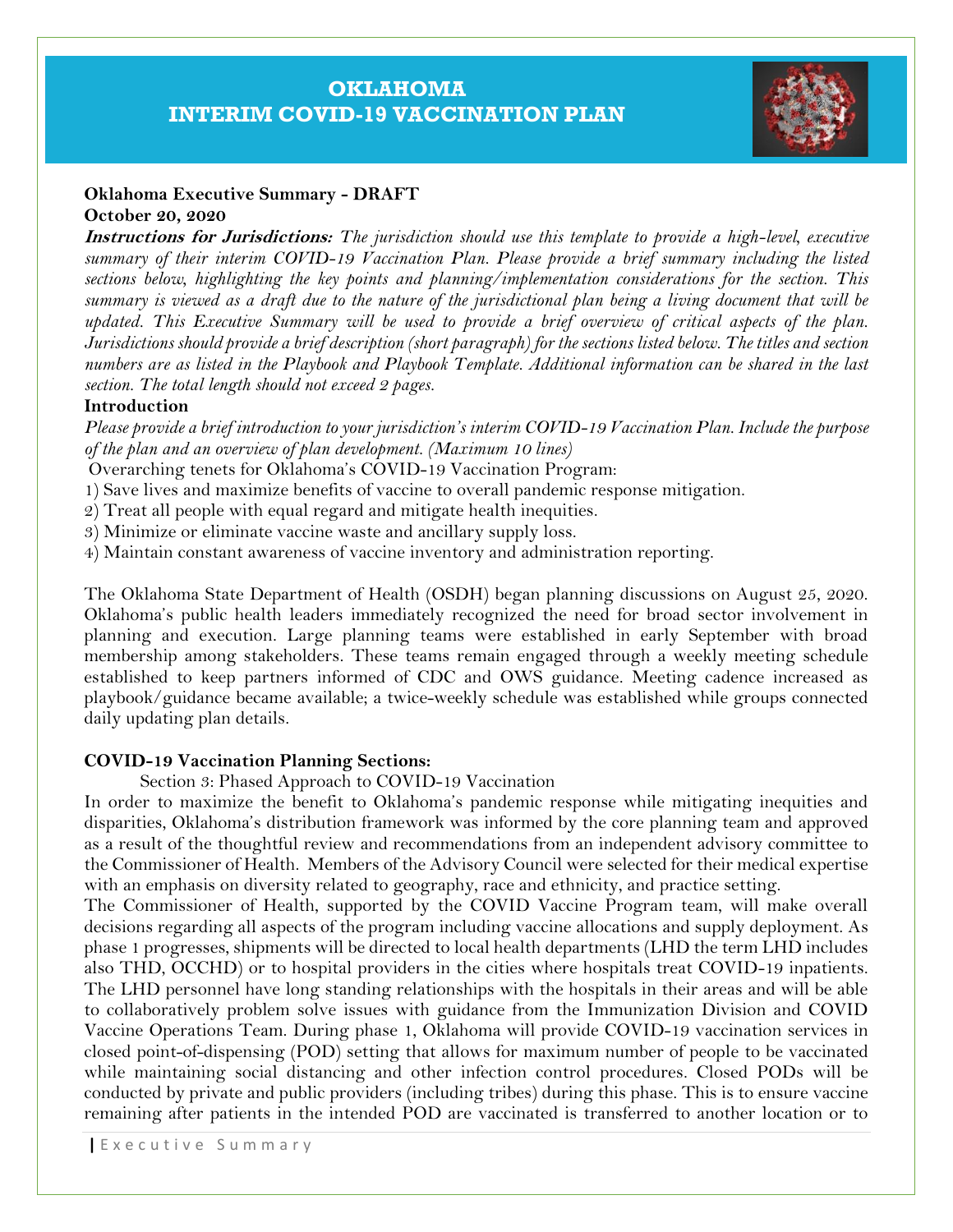# OKLAHOMA
# INTERIM COVID-19 VACCINATION PLAN

**Oklahoma Executive Summary - DRAFT**
**October 20, 2020**

***Instructions for Jurisdictions:*** *The jurisdiction should use this template to provide a high-level, executive summary of their interim COVID-19 Vaccination Plan. Please provide a brief summary including the listed sections below, highlighting the key points and planning/implementation considerations for the section. This summary is viewed as a draft due to the nature of the jurisdictional plan being a living document that will be updated. This Executive Summary will be used to provide a brief overview of critical aspects of the plan. Jurisdictions should provide a brief description (short paragraph) for the sections listed below. The titles and section numbers are as listed in the Playbook and Playbook Template. Additional information can be shared in the last section. The total length should not exceed 2 pages.*

**Introduction**

*Please provide a brief introduction to your jurisdiction's interim COVID-19 Vaccination Plan. Include the purpose of the plan and an overview of plan development. (Maximum 10 lines)*

Overarching tenets for Oklahoma's COVID-19 Vaccination Program:

1) Save lives and maximize benefits of vaccine to overall pandemic response mitigation.
2) Treat all people with equal regard and mitigate health inequities.
3) Minimize or eliminate vaccine waste and ancillary supply loss.
4) Maintain constant awareness of vaccine inventory and administration reporting.

The Oklahoma State Department of Health (OSDH) began planning discussions on August 25, 2020. Oklahoma's public health leaders immediately recognized the need for broad sector involvement in planning and execution. Large planning teams were established in early September with broad membership among stakeholders. These teams remain engaged through a weekly meeting schedule established to keep partners informed of CDC and OWS guidance. Meeting cadence increased as playbook/guidance became available; a twice-weekly schedule was established while groups connected daily updating plan details.

**COVID-19 Vaccination Planning Sections:**

Section 3: Phased Approach to COVID-19 Vaccination

In order to maximize the benefit to Oklahoma's pandemic response while mitigating inequities and disparities, Oklahoma's distribution framework was informed by the core planning team and approved as a result of the thoughtful review and recommendations from an independent advisory committee to the Commissioner of Health. Members of the Advisory Council were selected for their medical expertise with an emphasis on diversity related to geography, race and ethnicity, and practice setting.

The Commissioner of Health, supported by the COVID Vaccine Program team, will make overall decisions regarding all aspects of the program including vaccine allocations and supply deployment. As phase 1 progresses, shipments will be directed to local health departments (LHD the term LHD includes also THD, OCCHD) or to hospital providers in the cities where hospitals treat COVID-19 inpatients. The LHD personnel have long standing relationships with the hospitals in their areas and will be able to collaboratively problem solve issues with guidance from the Immunization Division and COVID Vaccine Operations Team. During phase 1, Oklahoma will provide COVID-19 vaccination services in closed point-of-dispensing (POD) setting that allows for maximum number of people to be vaccinated while maintaining social distancing and other infection control procedures. Closed PODs will be conducted by private and public providers (including tribes) during this phase. This is to ensure vaccine remaining after patients in the intended POD are vaccinated is transferred to another location or to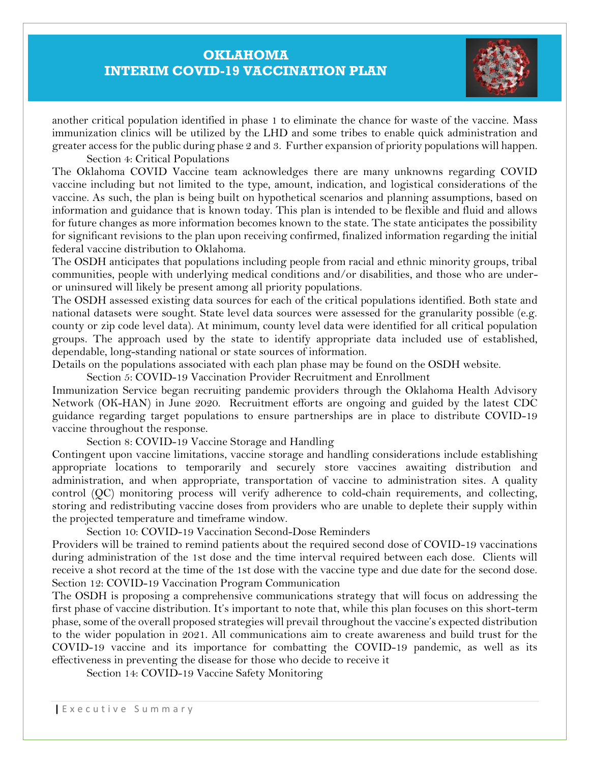another critical population identified in phase 1 to eliminate the chance for waste of the vaccine. Mass immunization clinics will be utilized by the LHD and some tribes to enable quick administration and greater access for the public during phase 2 and 3. Further expansion of priority populations will happen.

### Section 4: Critical Populations

The Oklahoma COVID Vaccine team acknowledges there are many unknowns regarding COVID vaccine including but not limited to the type, amount, indication, and logistical considerations of the vaccine. As such, the plan is being built on hypothetical scenarios and planning assumptions, based on information and guidance that is known today. This plan is intended to be flexible and fluid and allows for future changes as more information becomes known to the state. The state anticipates the possibility for significant revisions to the plan upon receiving confirmed, finalized information regarding the initial federal vaccine distribution to Oklahoma.

The OSDH anticipates that populations including people from racial and ethnic minority groups, tribal communities, people with underlying medical conditions and/or disabilities, and those who are under- or uninsured will likely be present among all priority populations.

The OSDH assessed existing data sources for each of the critical populations identified. Both state and national datasets were sought. State level data sources were assessed for the granularity possible (e.g. county or zip code level data). At minimum, county level data were identified for all critical population groups. The approach used by the state to identify appropriate data included use of established, dependable, long-standing national or state sources of information.

Details on the populations associated with each plan phase may be found on the OSDH website.

### Section 5: COVID-19 Vaccination Provider Recruitment and Enrollment

Immunization Service began recruiting pandemic providers through the Oklahoma Health Advisory Network (OK-HAN) in June 2020. Recruitment efforts are ongoing and guided by the latest CDC guidance regarding target populations to ensure partnerships are in place to distribute COVID-19 vaccine throughout the response.

### Section 8: COVID-19 Vaccine Storage and Handling

Contingent upon vaccine limitations, vaccine storage and handling considerations include establishing appropriate locations to temporarily and securely store vaccines awaiting distribution and administration, and when appropriate, transportation of vaccine to administration sites. A quality control (QC) monitoring process will verify adherence to cold-chain requirements, and collecting, storing and redistributing vaccine doses from providers who are unable to deplete their supply within the projected temperature and timeframe window.

### Section 10: COVID-19 Vaccination Second-Dose Reminders

Providers will be trained to remind patients about the required second dose of COVID-19 vaccinations during administration of the 1st dose and the time interval required between each dose. Clients will receive a shot record at the time of the 1st dose with the vaccine type and due date for the second dose.

### Section 12: COVID-19 Vaccination Program Communication

The OSDH is proposing a comprehensive communications strategy that will focus on addressing the first phase of vaccine distribution. It's important to note that, while this plan focuses on this short-term phase, some of the overall proposed strategies will prevail throughout the vaccine's expected distribution to the wider population in 2021. All communications aim to create awareness and build trust for the COVID-19 vaccine and its importance for combatting the COVID-19 pandemic, as well as its effectiveness in preventing the disease for those who decide to receive it

### Section 14: COVID-19 Vaccine Safety Monitoring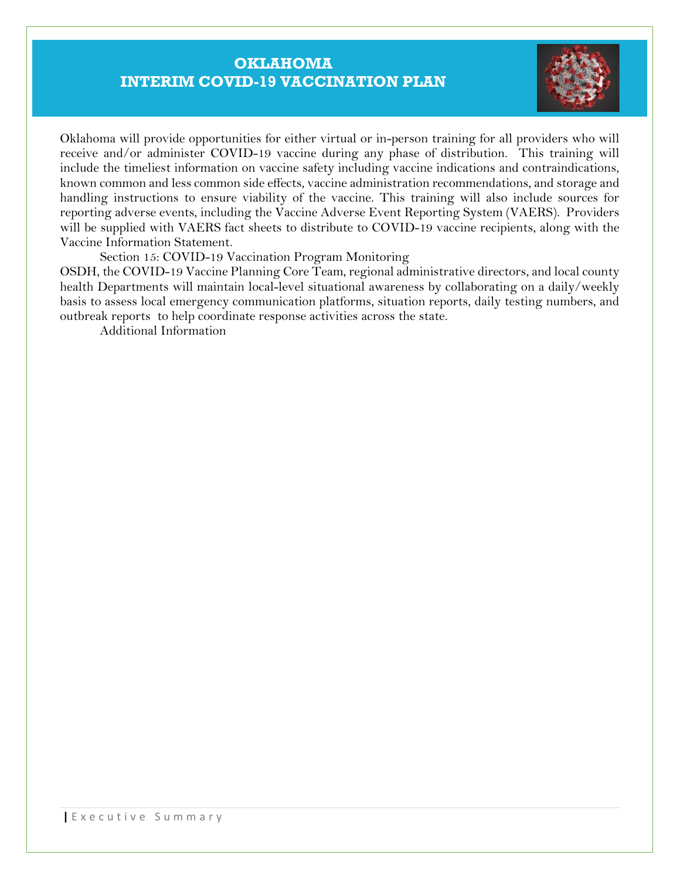Oklahoma will provide opportunities for either virtual or in-person training for all providers who will receive and/or administer COVID-19 vaccine during any phase of distribution. This training will include the timeliest information on vaccine safety including vaccine indications and contraindications, known common and less common side effects, vaccine administration recommendations, and storage and handling instructions to ensure viability of the vaccine. This training will also include sources for reporting adverse events, including the Vaccine Adverse Event Reporting System (VAERS). Providers will be supplied with VAERS fact sheets to distribute to COVID-19 vaccine recipients, along with the Vaccine Information Statement.

## Section 15: COVID-19 Vaccination Program Monitoring

OSDH, the COVID-19 Vaccine Planning Core Team, regional administrative directors, and local county health Departments will maintain local-level situational awareness by collaborating on a daily/weekly basis to assess local emergency communication platforms, situation reports, daily testing numbers, and outbreak reports to help coordinate response activities across the state.

## Additional Information